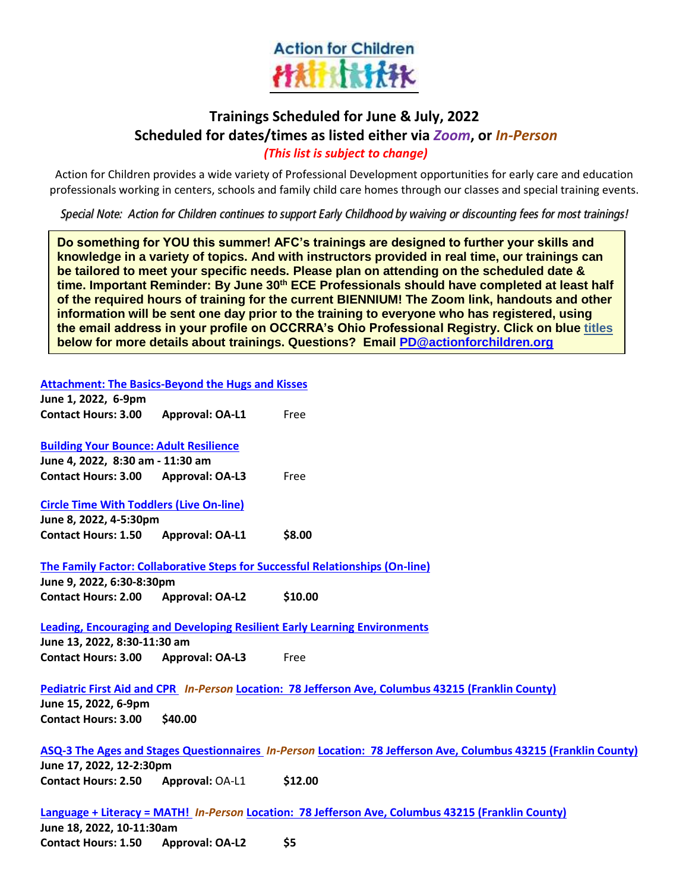Action for Children

# Trainings Scheduled for June & July, 2022
## Scheduled for dates/times as listed either via *Zoom*, or *In-Person*
*(This list is subject to change)*

Action for Children provides a wide variety of Professional Development opportunities for early care and education professionals working in centers, schools and family child care homes through our classes and special training events.

*Special Note: Action for Children continues to support Early Childhood by waiving or discounting fees for most trainings!*

**Do something for YOU this summer! AFC's trainings are designed to further your skills and knowledge in a variety of topics. And with instructors provided in real time, our trainings can be tailored to meet your specific needs. Please plan on attending on the scheduled date & time. Important Reminder: By June 30th ECE Professionals should have completed at least half of the required hours of training for the current BIENNIUM! The Zoom link, handouts and other information will be sent one day prior to the training to everyone who has registered, using the email address in your profile on OCCRRA's Ohio Professional Registry. Click on blue titles below for more details about trainings. Questions? Email PD@actionforchildren.org**

**Attachment: The Basics-Beyond the Hugs and Kisses**
**June 1, 2022, 6-9pm**
**Contact Hours: 3.00** **Approval: OA-L1** Free

**Building Your Bounce: Adult Resilience**
**June 4, 2022, 8:30 am - 11:30 am**
**Contact Hours: 3.00** **Approval: OA-L3** Free

**Circle Time With Toddlers (Live On-line)**
**June 8, 2022, 4-5:30pm**
**Contact Hours: 1.50** **Approval: OA-L1** **$8.00**

**The Family Factor: Collaborative Steps for Successful Relationships (On-line)**
**June 9, 2022, 6:30-8:30pm**
**Contact Hours: 2.00** **Approval: OA-L2** **$10.00**

**Leading, Encouraging and Developing Resilient Early Learning Environments**
**June 13, 2022, 8:30-11:30 am**
**Contact Hours: 3.00** **Approval: OA-L3** Free

**Pediatric First Aid and CPR** *In-Person* **Location: 78 Jefferson Ave, Columbus 43215 (Franklin County)**
**June 15, 2022, 6-9pm**
**Contact Hours: 3.00** **$40.00**

**ASQ-3 The Ages and Stages Questionnaires** *In-Person* **Location: 78 Jefferson Ave, Columbus 43215 (Franklin County)**
**June 17, 2022, 12-2:30pm**
**Contact Hours: 2.50** **Approval:** OA-L1 **$12.00**

**Language + Literacy = MATH!** *In-Person* **Location: 78 Jefferson Ave, Columbus 43215 (Franklin County)**
**June 18, 2022, 10-11:30am**
**Contact Hours: 1.50** **Approval: OA-L2** **$5**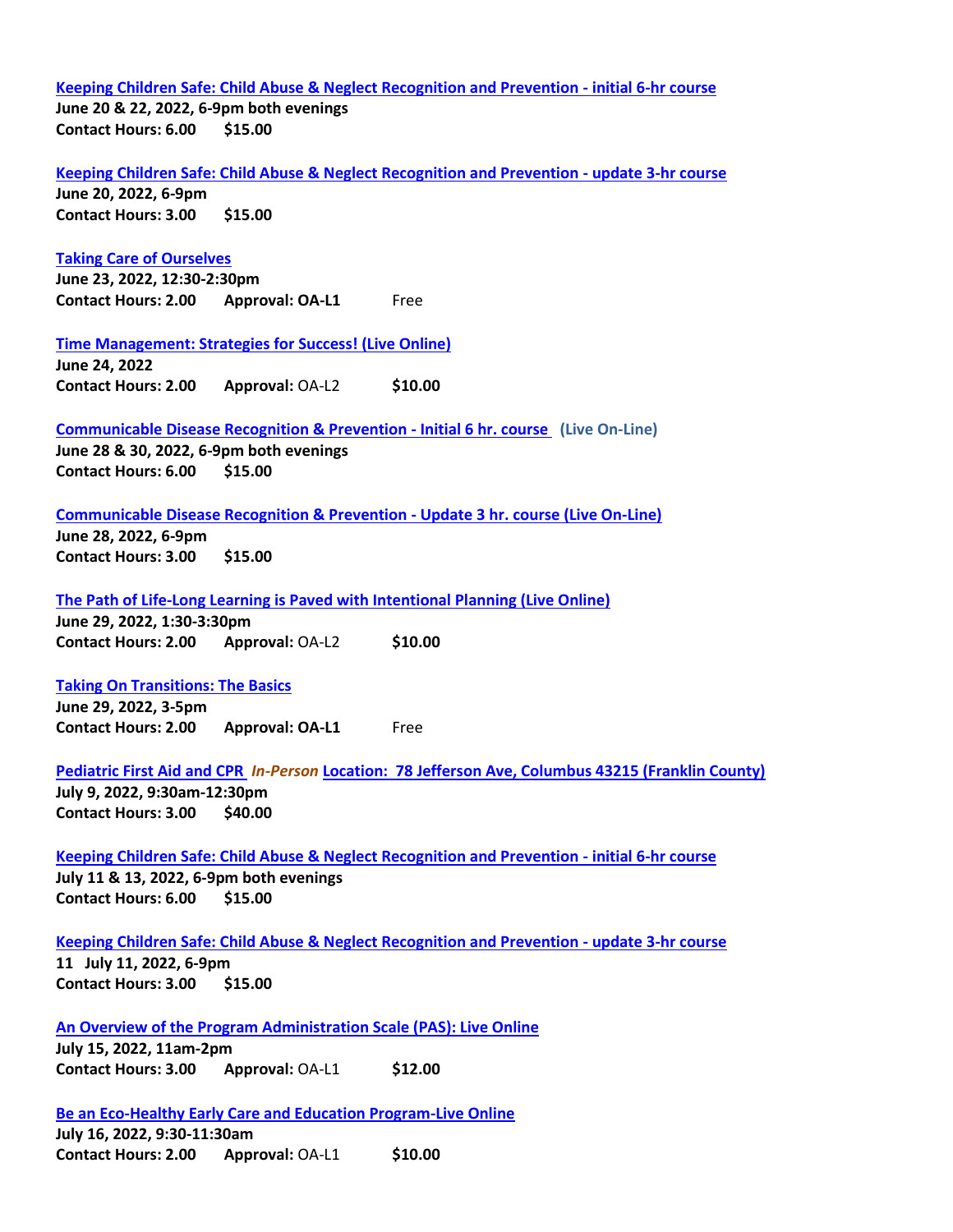[Keeping Children Safe: Child Abuse & Neglect Recognition and Prevention - initial 6-hr course]
**June 20 & 22, 2022, 6-9pm both evenings**
**Contact Hours: 6.00 $15.00**

[Keeping Children Safe: Child Abuse & Neglect Recognition and Prevention - update 3-hr course]
**June 20, 2022, 6-9pm**
**Contact Hours: 3.00 $15.00**

[Taking Care of Ourselves]
**June 23, 2022, 12:30-2:30pm**
**Contact Hours: 2.00 Approval: OA-L1** Free

[Time Management: Strategies for Success! (Live Online)]
**June 24, 2022**
**Contact Hours: 2.00 Approval:** OA-L2 **$10.00**

[Communicable Disease Recognition & Prevention - Initial 6 hr. course] **(Live On-Line)**
**June 28 & 30, 2022, 6-9pm both evenings**
**Contact Hours: 6.00 $15.00**

[Communicable Disease Recognition & Prevention - Update 3 hr. course (Live On-Line)]
**June 28, 2022, 6-9pm**
**Contact Hours: 3.00 $15.00**

[The Path of Life-Long Learning is Paved with Intentional Planning (Live Online)]
**June 29, 2022, 1:30-3:30pm**
**Contact Hours: 2.00 Approval:** OA-L2 **$10.00**

[Taking On Transitions: The Basics]
**June 29, 2022, 3-5pm**
**Contact Hours: 2.00 Approval: OA-L1** Free

[Pediatric First Aid and CPR] ***In-Person*** [Location: 78 Jefferson Ave, Columbus 43215 (Franklin County)]
**July 9, 2022, 9:30am-12:30pm**
**Contact Hours: 3.00 $40.00**

[Keeping Children Safe: Child Abuse & Neglect Recognition and Prevention - initial 6-hr course]
**July 11 & 13, 2022, 6-9pm both evenings**
**Contact Hours: 6.00 $15.00**

[Keeping Children Safe: Child Abuse & Neglect Recognition and Prevention - update 3-hr course]
**11 July 11, 2022, 6-9pm**
**Contact Hours: 3.00 $15.00**

[An Overview of the Program Administration Scale (PAS): Live Online]
**July 15, 2022, 11am-2pm**
**Contact Hours: 3.00 Approval:** OA-L1 **$12.00**

[Be an Eco-Healthy Early Care and Education Program-Live Online]
**July 16, 2022, 9:30-11:30am**
**Contact Hours: 2.00 Approval:** OA-L1 **$10.00**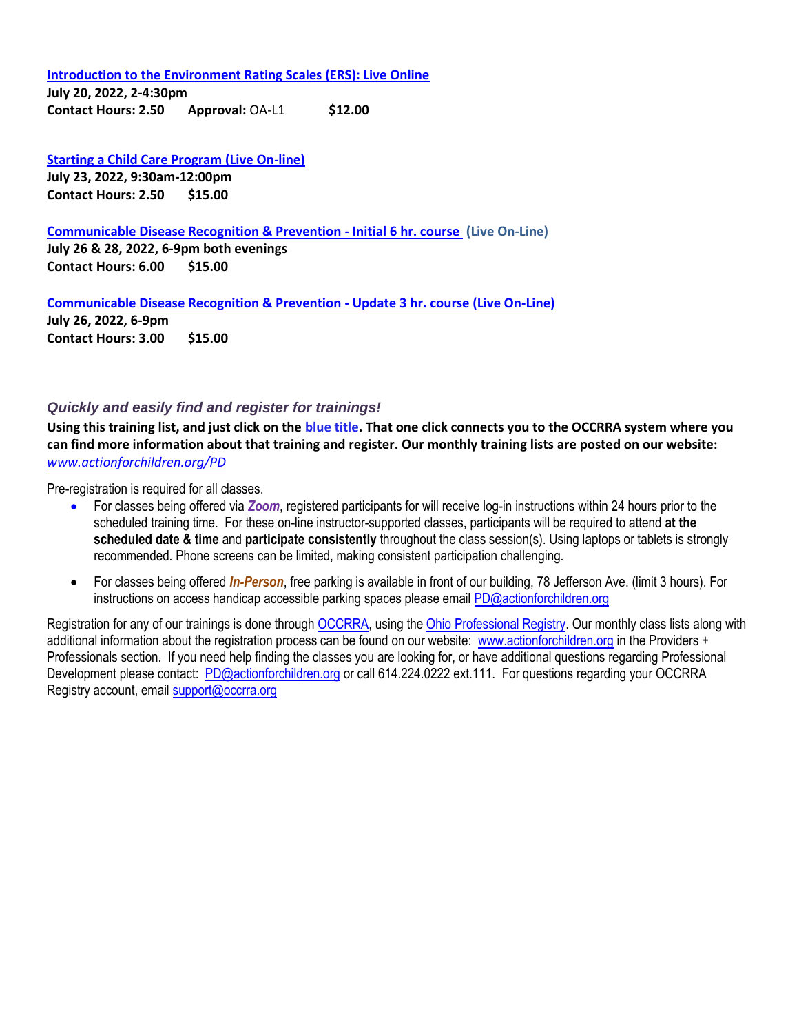**Introduction to the Environment Rating Scales (ERS): Live Online**
**July 20, 2022, 2-4:30pm**
**Contact Hours: 2.50** **Approval:** OA-L1 **$12.00**

**Starting a Child Care Program (Live On-line)**
**July 23, 2022, 9:30am-12:00pm**
**Contact Hours: 2.50** **$15.00**

**Communicable Disease Recognition & Prevention - Initial 6 hr. course (Live On-Line)**
**July 26 & 28, 2022, 6-9pm both evenings**
**Contact Hours: 6.00** **$15.00**

**Communicable Disease Recognition & Prevention - Update 3 hr. course (Live On-Line)**
**July 26, 2022, 6-9pm**
**Contact Hours: 3.00** **$15.00**

### *Quickly and easily find and register for trainings!*

**Using this training list, and just click on the blue title. That one click connects you to the OCCRRA system where you can find more information about that training and register. Our monthly training lists are posted on our website:** *www.actionforchildren.org/PD*

Pre-registration is required for all classes.

- For classes being offered via ***Zoom***, registered participants for will receive log-in instructions within 24 hours prior to the scheduled training time. For these on-line instructor-supported classes, participants will be required to attend **at the scheduled date & time** and **participate consistently** throughout the class session(s). Using laptops or tablets is strongly recommended. Phone screens can be limited, making consistent participation challenging.
- For classes being offered ***In-Person***, free parking is available in front of our building, 78 Jefferson Ave. (limit 3 hours). For instructions on access handicap accessible parking spaces please email PD@actionforchildren.org

Registration for any of our trainings is done through OCCRRA, using the Ohio Professional Registry. Our monthly class lists along with additional information about the registration process can be found on our website: www.actionforchildren.org in the Providers + Professionals section. If you need help finding the classes you are looking for, or have additional questions regarding Professional Development please contact: PD@actionforchildren.org or call 614.224.0222 ext.111. For questions regarding your OCCRRA Registry account, email support@occrra.org